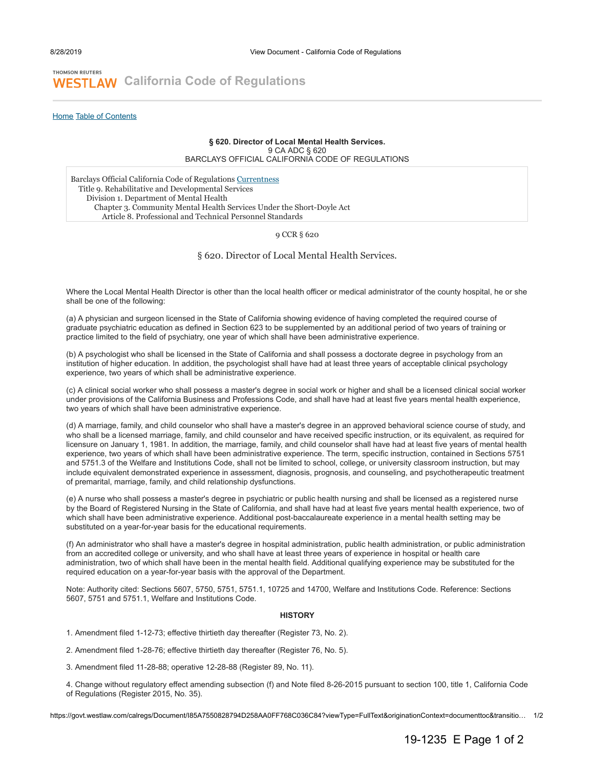THOMSON REUTERS
**WESTLAW** California Code of Regulations

Home Table of Contents

**§ 620. Director of Local Mental Health Services.**
9 CA ADC § 620
BARCLAYS OFFICIAL CALIFORNIA CODE OF REGULATIONS

Barclays Official California Code of Regulations Currentness
Title 9. Rehabilitative and Developmental Services
Division 1. Department of Mental Health
Chapter 3. Community Mental Health Services Under the Short-Doyle Act
Article 8. Professional and Technical Personnel Standards

9 CCR § 620

# § 620. Director of Local Mental Health Services.

Where the Local Mental Health Director is other than the local health officer or medical administrator of the county hospital, he or she shall be one of the following:

(a) A physician and surgeon licensed in the State of California showing evidence of having completed the required course of graduate psychiatric education as defined in Section 623 to be supplemented by an additional period of two years of training or practice limited to the field of psychiatry, one year of which shall have been administrative experience.

(b) A psychologist who shall be licensed in the State of California and shall possess a doctorate degree in psychology from an institution of higher education. In addition, the psychologist shall have had at least three years of acceptable clinical psychology experience, two years of which shall be administrative experience.

(c) A clinical social worker who shall possess a master's degree in social work or higher and shall be a licensed clinical social worker under provisions of the California Business and Professions Code, and shall have had at least five years mental health experience, two years of which shall have been administrative experience.

(d) A marriage, family, and child counselor who shall have a master's degree in an approved behavioral science course of study, and who shall be a licensed marriage, family, and child counselor and have received specific instruction, or its equivalent, as required for licensure on January 1, 1981. In addition, the marriage, family, and child counselor shall have had at least five years of mental health experience, two years of which shall have been administrative experience. The term, specific instruction, contained in Sections 5751 and 5751.3 of the Welfare and Institutions Code, shall not be limited to school, college, or university classroom instruction, but may include equivalent demonstrated experience in assessment, diagnosis, prognosis, and counseling, and psychotherapeutic treatment of premarital, marriage, family, and child relationship dysfunctions.

(e) A nurse who shall possess a master's degree in psychiatric or public health nursing and shall be licensed as a registered nurse by the Board of Registered Nursing in the State of California, and shall have had at least five years mental health experience, two of which shall have been administrative experience. Additional post-baccalaureate experience in a mental health setting may be substituted on a year-for-year basis for the educational requirements.

(f) An administrator who shall have a master's degree in hospital administration, public health administration, or public administration from an accredited college or university, and who shall have at least three years of experience in hospital or health care administration, two of which shall have been in the mental health field. Additional qualifying experience may be substituted for the required education on a year-for-year basis with the approval of the Department.

Note: Authority cited: Sections 5607, 5750, 5751, 5751.1, 10725 and 14700, Welfare and Institutions Code. Reference: Sections 5607, 5751 and 5751.1, Welfare and Institutions Code.

**HISTORY**

1. Amendment filed 1-12-73; effective thirtieth day thereafter (Register 73, No. 2).

2. Amendment filed 1-28-76; effective thirtieth day thereafter (Register 76, No. 5).

3. Amendment filed 11-28-88; operative 12-28-88 (Register 89, No. 11).

4. Change without regulatory effect amending subsection (f) and Note filed 8-26-2015 pursuant to section 100, title 1, California Code of Regulations (Register 2015, No. 35).

19-1235 E Page 1 of 2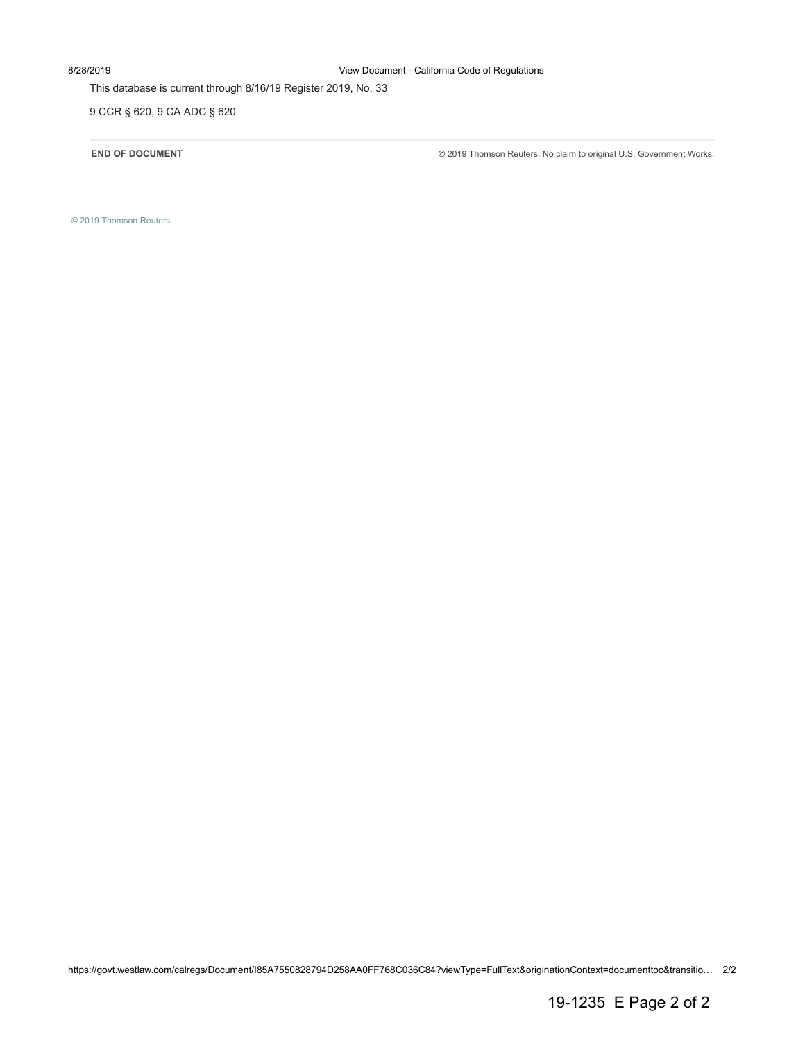This database is current through 8/16/19 Register 2019, No. 33

9 CCR § 620, 9 CA ADC § 620

**END OF DOCUMENT** © 2019 Thomson Reuters. No claim to original U.S. Government Works.

© 2019 Thomson Reuters